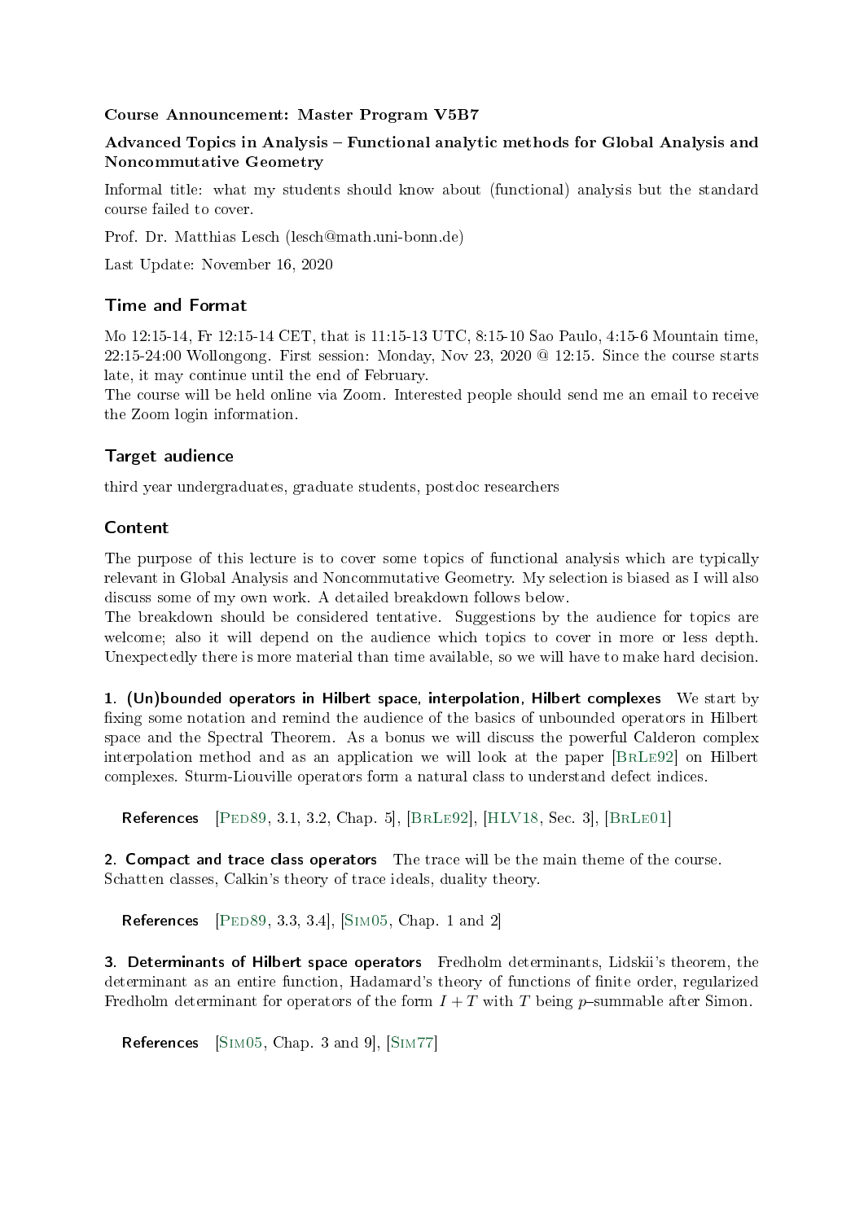**Course Announcement: Master Program V5B7**

**Advanced Topics in Analysis – Functional analytic methods for Global Analysis and Noncommutative Geometry**

Informal title: what my students should know about (functional) analysis but the standard course failed to cover.

Prof. Dr. Matthias Lesch (lesch@math.uni-bonn.de)

Last Update: November 16, 2020

## Time and Format

Mo 12:15-14, Fr 12:15-14 CET, that is 11:15-13 UTC, 8:15-10 Sao Paulo, 4:15-6 Mountain time, 22:15-24:00 Wollongong. First session: Monday, Nov 23, 2020 @ 12:15. Since the course starts late, it may continue until the end of February.
The course will be held online via Zoom. Interested people should send me an email to receive the Zoom login information.

## Target audience

third year undergraduates, graduate students, postdoc researchers

## Content

The purpose of this lecture is to cover some topics of functional analysis which are typically relevant in Global Analysis and Noncommutative Geometry. My selection is biased as I will also discuss some of my own work. A detailed breakdown follows below.
The breakdown should be considered tentative. Suggestions by the audience for topics are welcome; also it will depend on the audience which topics to cover in more or less depth. Unexpectedly there is more material than time available, so we will have to make hard decision.

**1. (Un)bounded operators in Hilbert space, interpolation, Hilbert complexes** We start by fixing some notation and remind the audience of the basics of unbounded operators in Hilbert space and the Spectral Theorem. As a bonus we will discuss the powerful Calderon complex interpolation method and as an application we will look at the paper [BrLe92] on Hilbert complexes. Sturm-Liouville operators form a natural class to understand defect indices.

**References** [Ped89, 3.1, 3.2, Chap. 5], [BrLe92], [HLV18, Sec. 3], [BrLe01]

**2. Compact and trace class operators** The trace will be the main theme of the course. Schatten classes, Calkin's theory of trace ideals, duality theory.

**References** [Ped89, 3.3, 3.4], [Sim05, Chap. 1 and 2]

**3. Determinants of Hilbert space operators** Fredholm determinants, Lidskii's theorem, the determinant as an entire function, Hadamard's theory of functions of finite order, regularized Fredholm determinant for operators of the form $I + T$ with $T$ being $p$–summable after Simon.

**References** [Sim05, Chap. 3 and 9], [Sim77]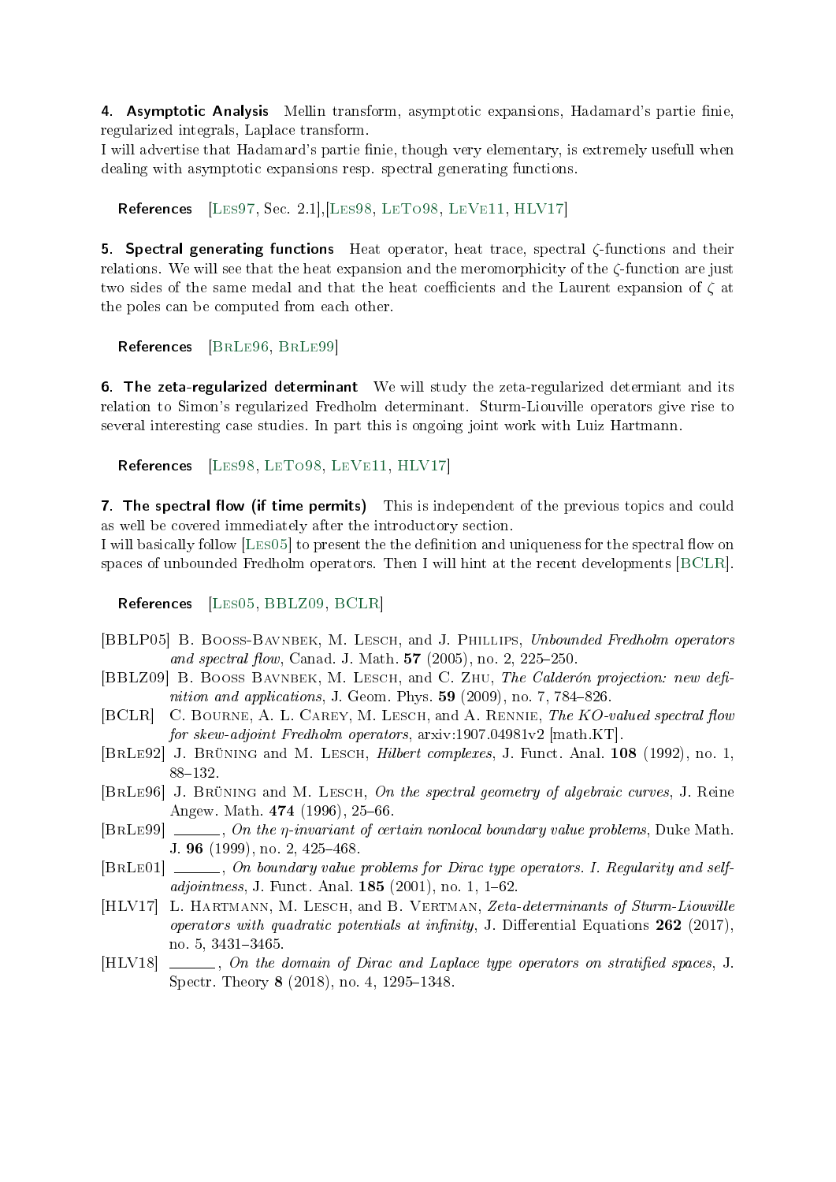**4. Asymptotic Analysis** Mellin transform, asymptotic expansions, Hadamard's partie finie, regularized integrals, Laplace transform.
I will advertise that Hadamard's partie finie, though very elementary, is extremely usefull when dealing with asymptotic expansions resp. spectral generating functions.

**References** [Les97, Sec. 2.1],[Les98, LeTo98, LeVe11, HLV17]

**5. Spectral generating functions** Heat operator, heat trace, spectral $\zeta$-functions and their relations. We will see that the heat expansion and the meromorphicity of the $\zeta$-function are just two sides of the same medal and that the heat coefficients and the Laurent expansion of $\zeta$ at the poles can be computed from each other.

**References** [BrLe96, BrLe99]

**6. The zeta-regularized determinant** We will study the zeta-regularized determiant and its relation to Simon's regularized Fredholm determinant. Sturm-Liouville operators give rise to several interesting case studies. In part this is ongoing joint work with Luiz Hartmann.

**References** [Les98, LeTo98, LeVe11, HLV17]

**7. The spectral flow (if time permits)** This is independent of the previous topics and could as well be covered immediately after the introductory section.
I will basically follow [Les05] to present the the definition and uniqueness for the spectral flow on spaces of unbounded Fredholm operators. Then I will hint at the recent developments [BCLR].

**References** [Les05, BBLZ09, BCLR]

[BBLP05] B. Booss-Bavnbek, M. Lesch, and J. Phillips, *Unbounded Fredholm operators and spectral flow*, Canad. J. Math. **57** (2005), no. 2, 225–250.

[BBLZ09] B. Booss Bavnbek, M. Lesch, and C. Zhu, *The Calderón projection: new definition and applications*, J. Geom. Phys. **59** (2009), no. 7, 784–826.

[BCLR] C. Bourne, A. L. Carey, M. Lesch, and A. Rennie, *The KO-valued spectral flow for skew-adjoint Fredholm operators*, arxiv:1907.04981v2 [math.KT].

[BrLe92] J. Brüning and M. Lesch, *Hilbert complexes*, J. Funct. Anal. **108** (1992), no. 1, 88–132.

[BrLe96] J. Brüning and M. Lesch, *On the spectral geometry of algebraic curves*, J. Reine Angew. Math. **474** (1996), 25–66.

[BrLe99] ______, *On the $\eta$-invariant of certain nonlocal boundary value problems*, Duke Math. J. **96** (1999), no. 2, 425–468.

[BrLe01] ______, *On boundary value problems for Dirac type operators. I. Regularity and self-adjointness*, J. Funct. Anal. **185** (2001), no. 1, 1–62.

[HLV17] L. Hartmann, M. Lesch, and B. Vertman, *Zeta-determinants of Sturm-Liouville operators with quadratic potentials at infinity*, J. Differential Equations **262** (2017), no. 5, 3431–3465.

[HLV18] ______, *On the domain of Dirac and Laplace type operators on stratified spaces*, J. Spectr. Theory **8** (2018), no. 4, 1295–1348.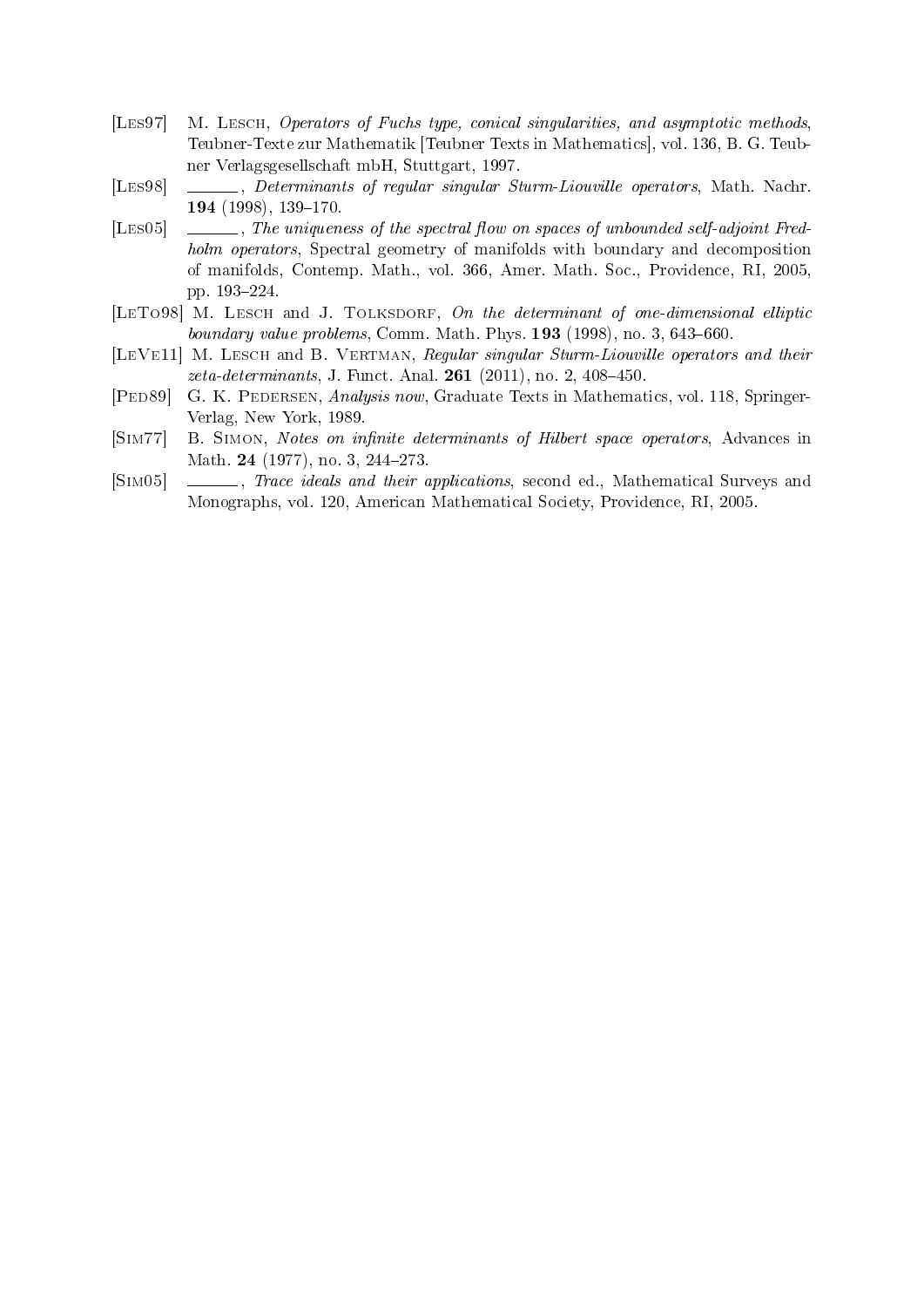[Les97] M. Lesch, *Operators of Fuchs type, conical singularities, and asymptotic methods*, Teubner-Texte zur Mathematik [Teubner Texts in Mathematics], vol. 136, B. G. Teubner Verlagsgesellschaft mbH, Stuttgart, 1997.

[Les98] ______, *Determinants of regular singular Sturm-Liouville operators*, Math. Nachr. **194** (1998), 139–170.

[Les05] ______, *The uniqueness of the spectral flow on spaces of unbounded self-adjoint Fredholm operators*, Spectral geometry of manifolds with boundary and decomposition of manifolds, Contemp. Math., vol. 366, Amer. Math. Soc., Providence, RI, 2005, pp. 193–224.

[LeTo98] M. Lesch and J. Tolksdorf, *On the determinant of one-dimensional elliptic boundary value problems*, Comm. Math. Phys. **193** (1998), no. 3, 643–660.

[LeVe11] M. Lesch and B. Vertman, *Regular singular Sturm-Liouville operators and their zeta-determinants*, J. Funct. Anal. **261** (2011), no. 2, 408–450.

[Ped89] G. K. Pedersen, *Analysis now*, Graduate Texts in Mathematics, vol. 118, Springer-Verlag, New York, 1989.

[Sim77] B. Simon, *Notes on infinite determinants of Hilbert space operators*, Advances in Math. **24** (1977), no. 3, 244–273.

[Sim05] ______, *Trace ideals and their applications*, second ed., Mathematical Surveys and Monographs, vol. 120, American Mathematical Society, Providence, RI, 2005.